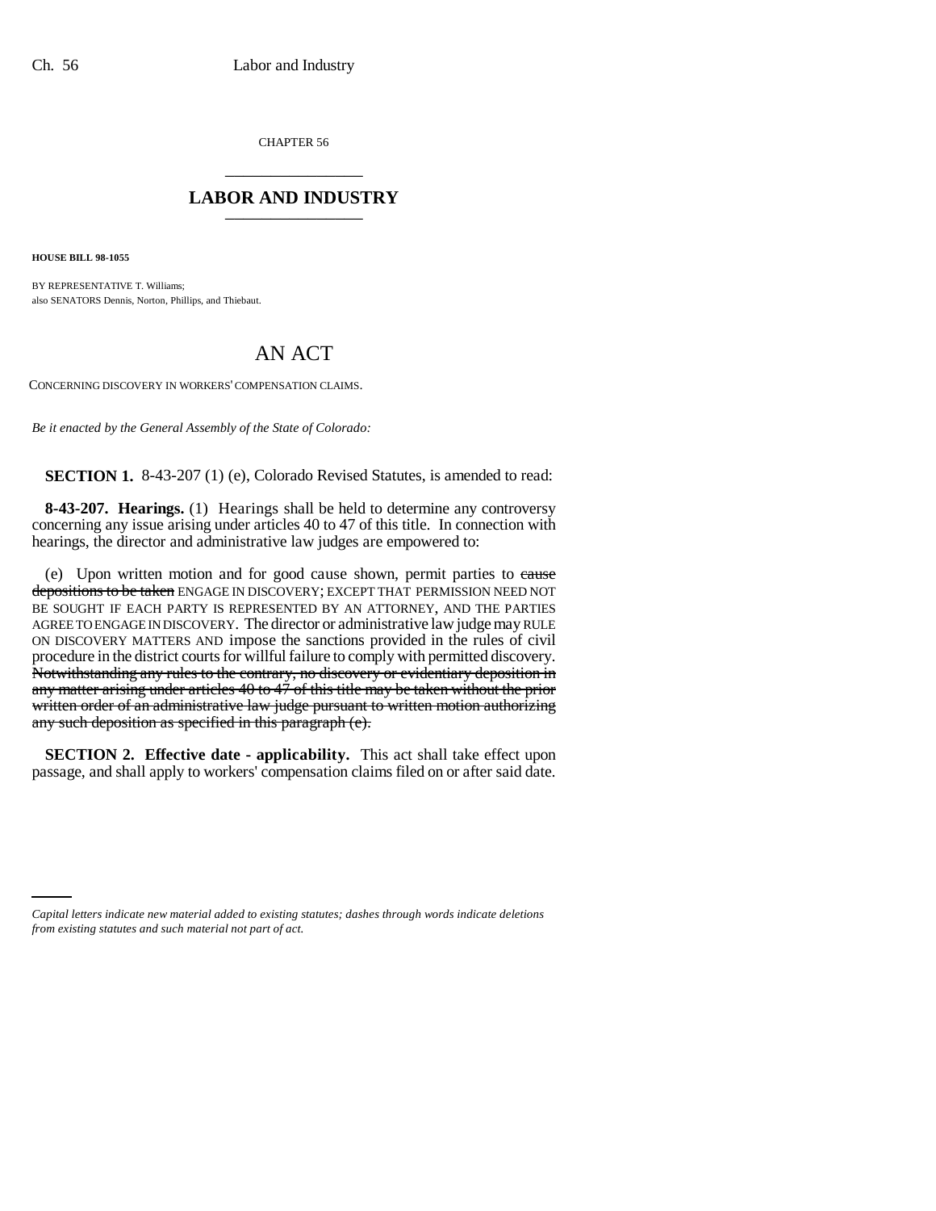CHAPTER 56

# LABOR AND INDUSTRY

**HOUSE BILL 98-1055**

BY REPRESENTATIVE T. Williams;
also SENATORS Dennis, Norton, Phillips, and Thiebaut.

# AN ACT

CONCERNING DISCOVERY IN WORKERS' COMPENSATION CLAIMS.

*Be it enacted by the General Assembly of the State of Colorado:*

**SECTION 1.** 8-43-207 (1) (e), Colorado Revised Statutes, is amended to read:

**8-43-207. Hearings.** (1) Hearings shall be held to determine any controversy concerning any issue arising under articles 40 to 47 of this title. In connection with hearings, the director and administrative law judges are empowered to:

(e) Upon written motion and for good cause shown, permit parties to ~~cause depositions to be taken~~ ENGAGE IN DISCOVERY; EXCEPT THAT PERMISSION NEED NOT BE SOUGHT IF EACH PARTY IS REPRESENTED BY AN ATTORNEY, AND THE PARTIES AGREE TO ENGAGE IN DISCOVERY. The director or administrative law judge may RULE ON DISCOVERY MATTERS AND impose the sanctions provided in the rules of civil procedure in the district courts for willful failure to comply with permitted discovery. ~~Notwithstanding any rules to the contrary, no discovery or evidentiary deposition in any matter arising under articles 40 to 47 of this title may be taken without the prior written order of an administrative law judge pursuant to written motion authorizing any such deposition as specified in this paragraph (e).~~

**SECTION 2. Effective date - applicability.** This act shall take effect upon passage, and shall apply to workers' compensation claims filed on or after said date.

*Capital letters indicate new material added to existing statutes; dashes through words indicate deletions from existing statutes and such material not part of act.*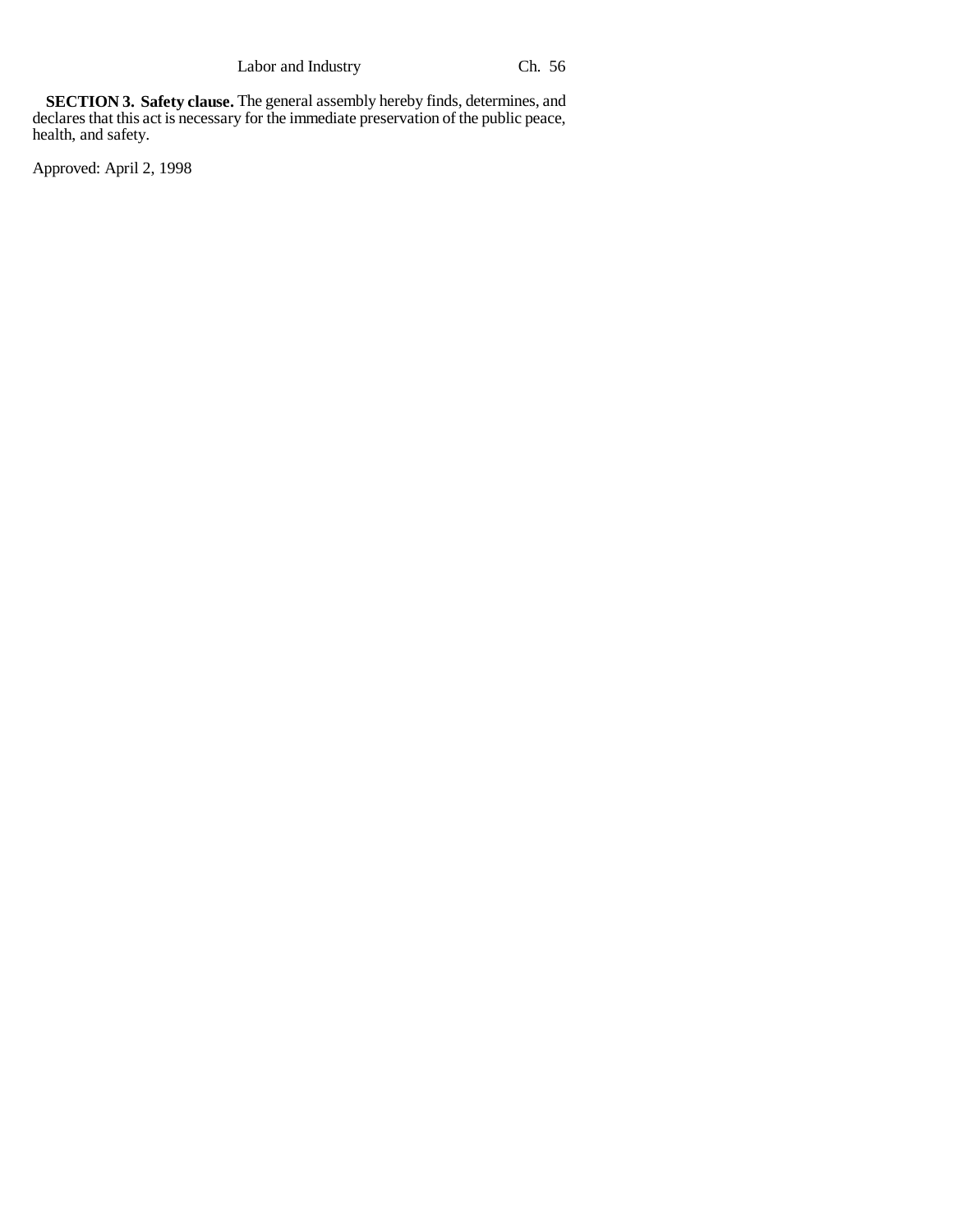**SECTION 3. Safety clause.** The general assembly hereby finds, determines, and declares that this act is necessary for the immediate preservation of the public peace, health, and safety.

Approved: April 2, 1998